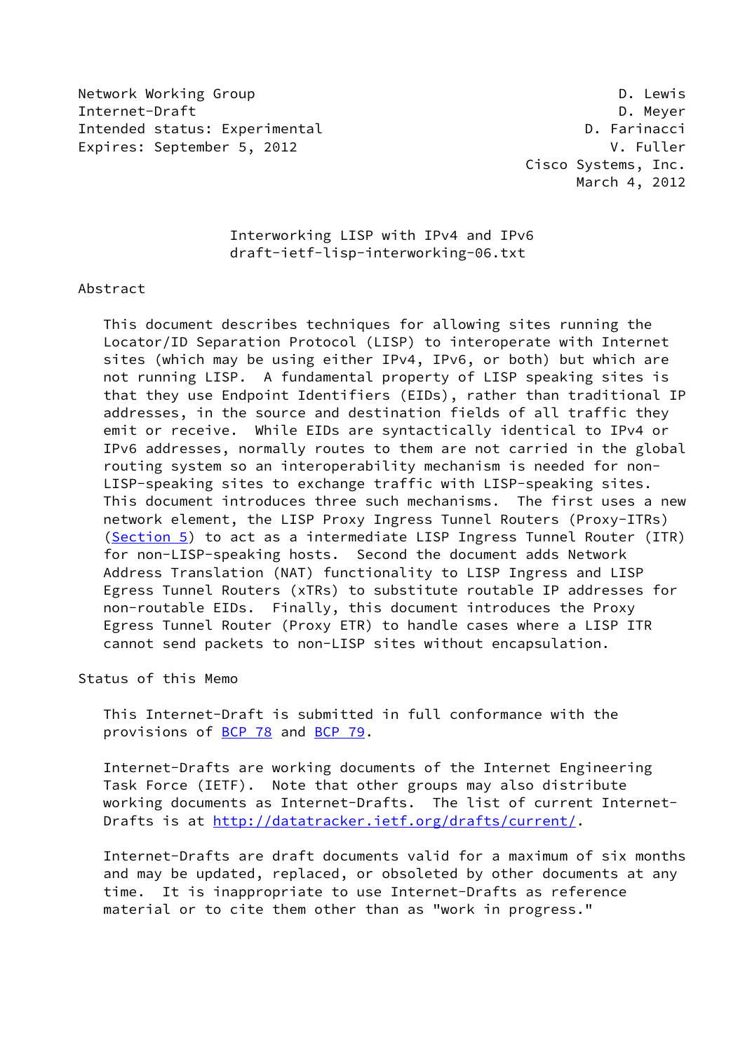Network Working Group D. Lewis
Internet-Draft D. Meyer
Intended status: Experimental D. Farinacci
Expires: September 5, 2012 V. Fuller
Cisco Systems, Inc.
March 4, 2012

# Interworking LISP with IPv4 and IPv6
draft-ietf-lisp-interworking-06.txt

## Abstract

This document describes techniques for allowing sites running the Locator/ID Separation Protocol (LISP) to interoperate with Internet sites (which may be using either IPv4, IPv6, or both) but which are not running LISP. A fundamental property of LISP speaking sites is that they use Endpoint Identifiers (EIDs), rather than traditional IP addresses, in the source and destination fields of all traffic they emit or receive. While EIDs are syntactically identical to IPv4 or IPv6 addresses, normally routes to them are not carried in the global routing system so an interoperability mechanism is needed for non-LISP-speaking sites to exchange traffic with LISP-speaking sites. This document introduces three such mechanisms. The first uses a new network element, the LISP Proxy Ingress Tunnel Routers (Proxy-ITRs) (Section 5) to act as a intermediate LISP Ingress Tunnel Router (ITR) for non-LISP-speaking hosts. Second the document adds Network Address Translation (NAT) functionality to LISP Ingress and LISP Egress Tunnel Routers (xTRs) to substitute routable IP addresses for non-routable EIDs. Finally, this document introduces the Proxy Egress Tunnel Router (Proxy ETR) to handle cases where a LISP ITR cannot send packets to non-LISP sites without encapsulation.

## Status of this Memo

This Internet-Draft is submitted in full conformance with the provisions of BCP 78 and BCP 79.

Internet-Drafts are working documents of the Internet Engineering Task Force (IETF). Note that other groups may also distribute working documents as Internet-Drafts. The list of current Internet-Drafts is at http://datatracker.ietf.org/drafts/current/.

Internet-Drafts are draft documents valid for a maximum of six months and may be updated, replaced, or obsoleted by other documents at any time. It is inappropriate to use Internet-Drafts as reference material or to cite them other than as "work in progress."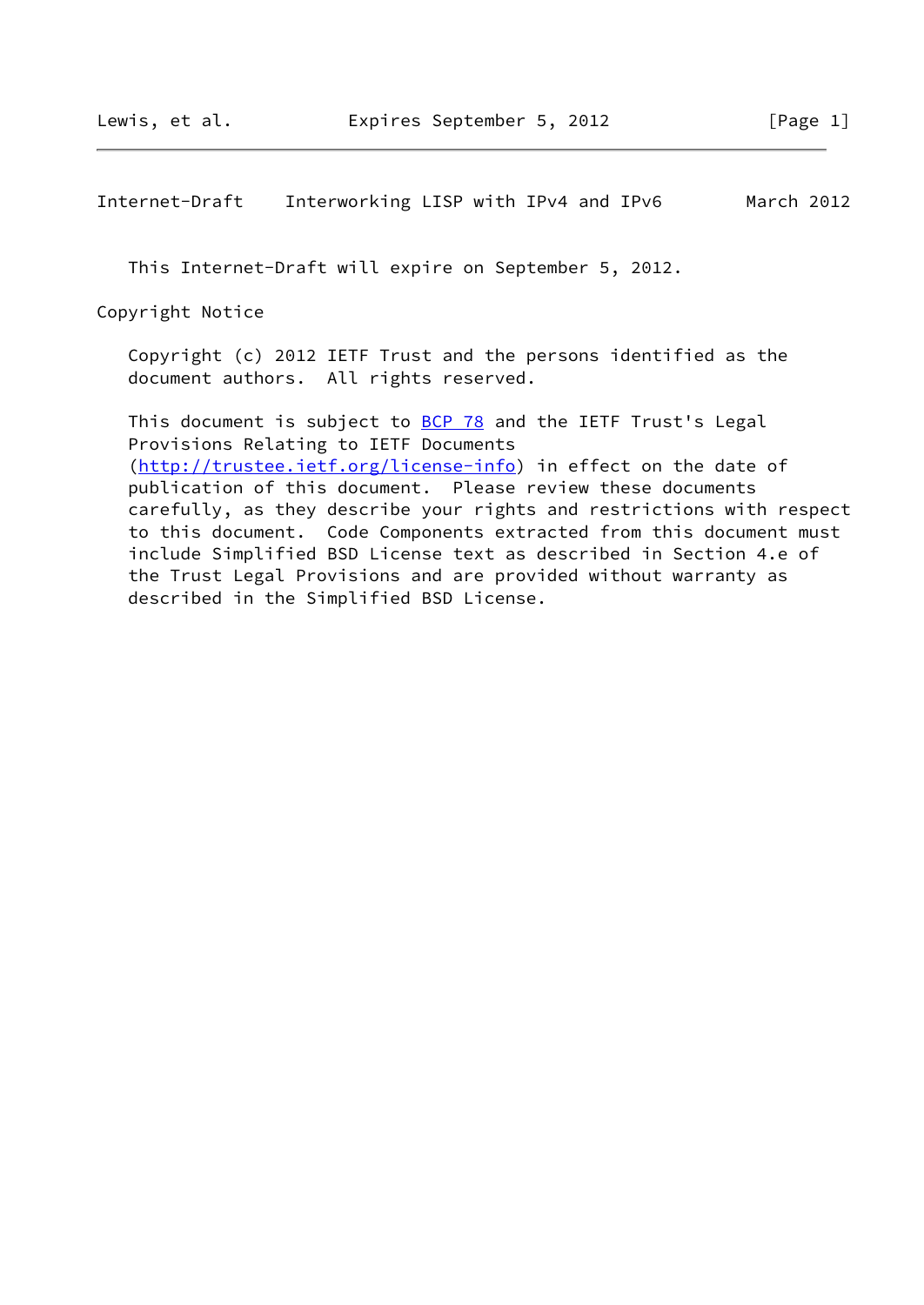This Internet-Draft will expire on September 5, 2012.

## Copyright Notice

Copyright (c) 2012 IETF Trust and the persons identified as the document authors.  All rights reserved.

This document is subject to BCP 78 and the IETF Trust's Legal Provisions Relating to IETF Documents (http://trustee.ietf.org/license-info) in effect on the date of publication of this document.  Please review these documents carefully, as they describe your rights and restrictions with respect to this document.  Code Components extracted from this document must include Simplified BSD License text as described in Section 4.e of the Trust Legal Provisions and are provided without warranty as described in the Simplified BSD License.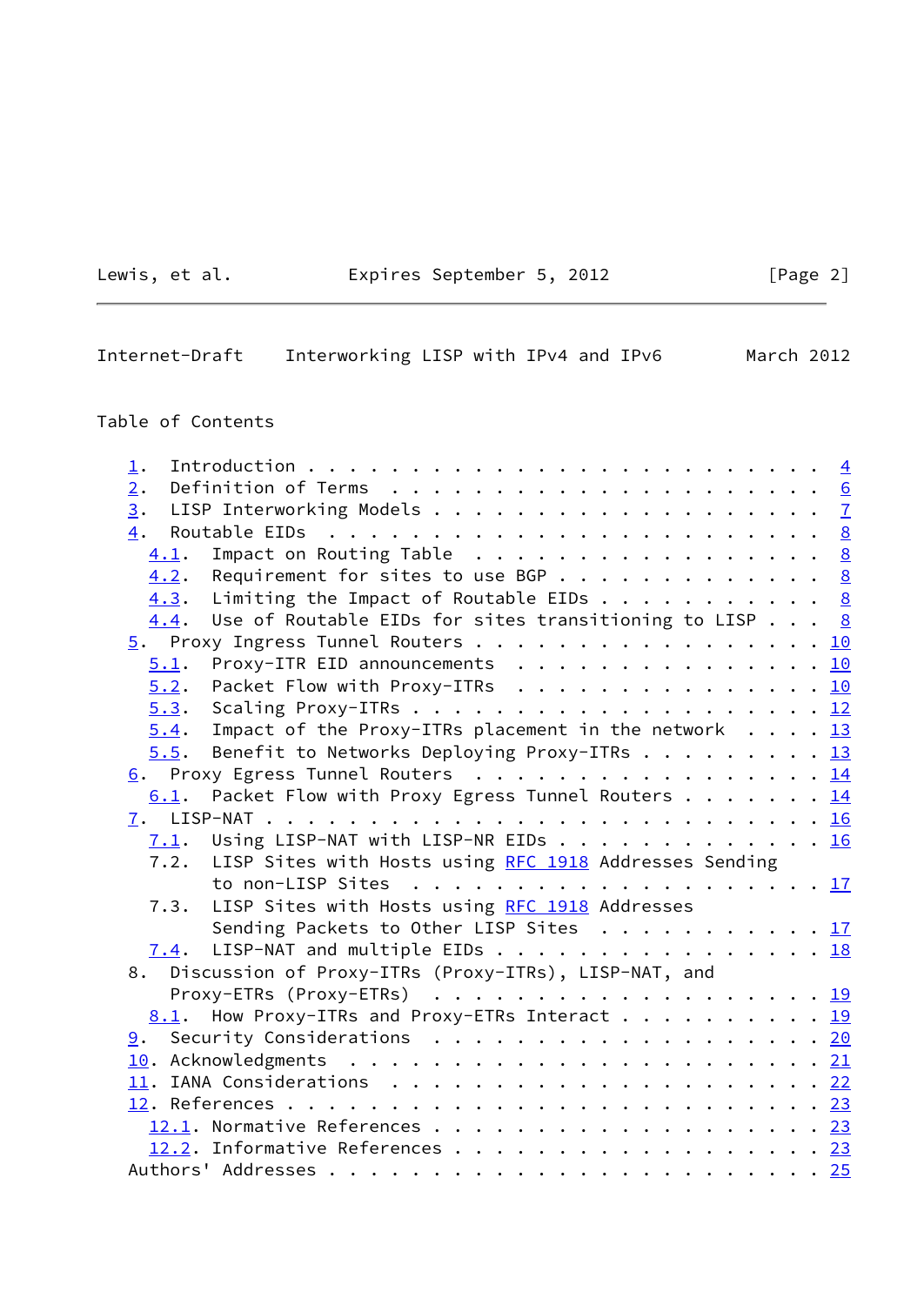## Table of Contents

1. Introduction . . . . . . . . . . . . . . . . . . . . . . . . 4
2. Definition of Terms . . . . . . . . . . . . . . . . . . . . . 6
3. LISP Interworking Models . . . . . . . . . . . . . . . . . . 7
4. Routable EIDs . . . . . . . . . . . . . . . . . . . . . . . . 8
   - 4.1. Impact on Routing Table . . . . . . . . . . . . . . . . 8
   - 4.2. Requirement for sites to use BGP . . . . . . . . . . . . 8
   - 4.3. Limiting the Impact of Routable EIDs . . . . . . . . . . 8
   - 4.4. Use of Routable EIDs for sites transitioning to LISP . . . 8
5. Proxy Ingress Tunnel Routers . . . . . . . . . . . . . . . . 10
   - 5.1. Proxy-ITR EID announcements . . . . . . . . . . . . . . 10
   - 5.2. Packet Flow with Proxy-ITRs . . . . . . . . . . . . . . 10
   - 5.3. Scaling Proxy-ITRs . . . . . . . . . . . . . . . . . . . 12
   - 5.4. Impact of the Proxy-ITRs placement in the network . . . . 13
   - 5.5. Benefit to Networks Deploying Proxy-ITRs . . . . . . . . 13
6. Proxy Egress Tunnel Routers . . . . . . . . . . . . . . . . . 14
   - 6.1. Packet Flow with Proxy Egress Tunnel Routers . . . . . . . 14
7. LISP-NAT . . . . . . . . . . . . . . . . . . . . . . . . . . 16
   - 7.1. Using LISP-NAT with LISP-NR EIDs . . . . . . . . . . . . 16
   - 7.2. LISP Sites with Hosts using RFC 1918 Addresses Sending to non-LISP Sites . . . . . . . . . . . . . . . . . . 17
   - 7.3. LISP Sites with Hosts using RFC 1918 Addresses Sending Packets to Other LISP Sites . . . . . . . . . . 17
   - 7.4. LISP-NAT and multiple EIDs . . . . . . . . . . . . . . . 18
8. Discussion of Proxy-ITRs (Proxy-ITRs), LISP-NAT, and Proxy-ETRs (Proxy-ETRs) . . . . . . . . . . . . . . . . . . . 19
   - 8.1. How Proxy-ITRs and Proxy-ETRs Interact . . . . . . . . . 19
9. Security Considerations . . . . . . . . . . . . . . . . . . . 20
10. Acknowledgments . . . . . . . . . . . . . . . . . . . . . . . 21
11. IANA Considerations . . . . . . . . . . . . . . . . . . . . . 22
12. References . . . . . . . . . . . . . . . . . . . . . . . . . 23
    - 12.1. Normative References . . . . . . . . . . . . . . . . . . 23
    - 12.2. Informative References . . . . . . . . . . . . . . . . . 23

Authors' Addresses . . . . . . . . . . . . . . . . . . . . . . . 25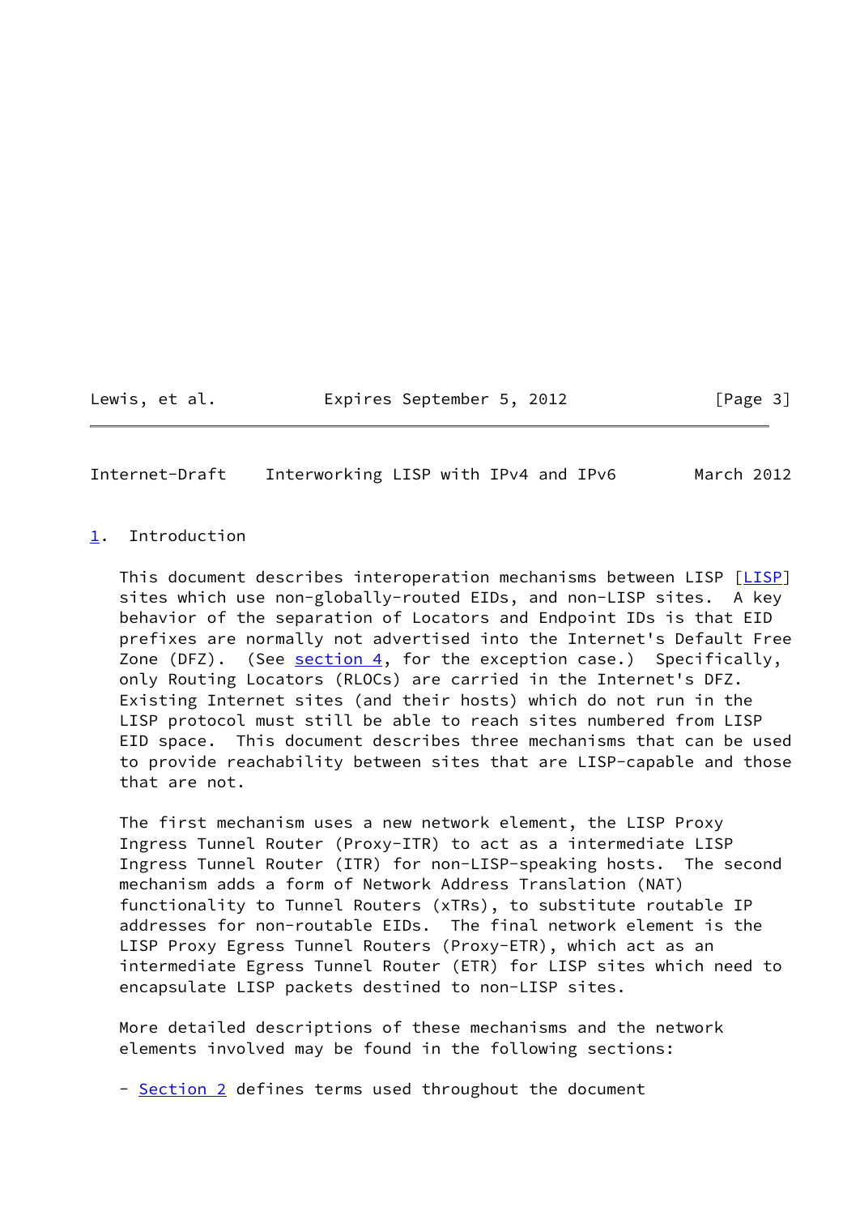## 1. Introduction

This document describes interoperation mechanisms between LISP [LISP] sites which use non-globally-routed EIDs, and non-LISP sites. A key behavior of the separation of Locators and Endpoint IDs is that EID prefixes are normally not advertised into the Internet's Default Free Zone (DFZ). (See section 4, for the exception case.) Specifically, only Routing Locators (RLOCs) are carried in the Internet's DFZ. Existing Internet sites (and their hosts) which do not run in the LISP protocol must still be able to reach sites numbered from LISP EID space. This document describes three mechanisms that can be used to provide reachability between sites that are LISP-capable and those that are not.

The first mechanism uses a new network element, the LISP Proxy Ingress Tunnel Router (Proxy-ITR) to act as a intermediate LISP Ingress Tunnel Router (ITR) for non-LISP-speaking hosts. The second mechanism adds a form of Network Address Translation (NAT) functionality to Tunnel Routers (xTRs), to substitute routable IP addresses for non-routable EIDs. The final network element is the LISP Proxy Egress Tunnel Routers (Proxy-ETR), which act as an intermediate Egress Tunnel Router (ETR) for LISP sites which need to encapsulate LISP packets destined to non-LISP sites.

More detailed descriptions of these mechanisms and the network elements involved may be found in the following sections:

- Section 2 defines terms used throughout the document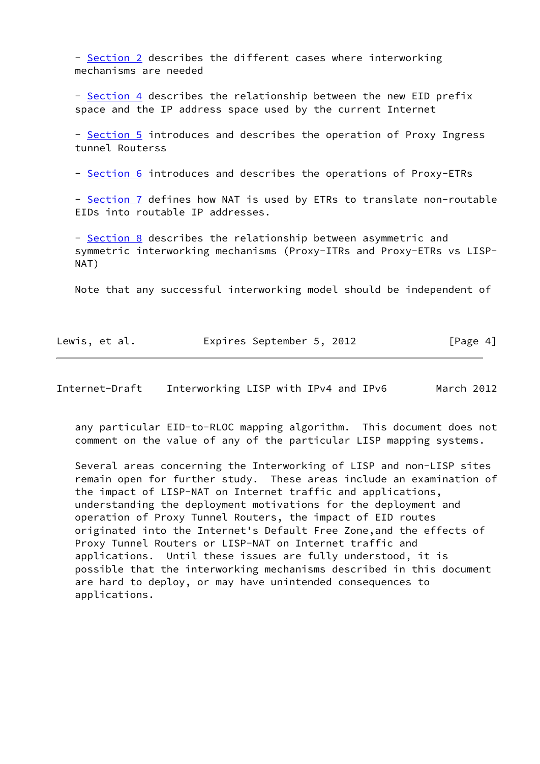- Section 2 describes the different cases where interworking mechanisms are needed

- Section 4 describes the relationship between the new EID prefix space and the IP address space used by the current Internet

- Section 5 introduces and describes the operation of Proxy Ingress tunnel Routerss

- Section 6 introduces and describes the operations of Proxy-ETRs

- Section 7 defines how NAT is used by ETRs to translate non-routable EIDs into routable IP addresses.

- Section 8 describes the relationship between asymmetric and symmetric interworking mechanisms (Proxy-ITRs and Proxy-ETRs vs LISP-NAT)

Note that any successful interworking model should be independent of any particular EID-to-RLOC mapping algorithm. This document does not comment on the value of any of the particular LISP mapping systems.

Several areas concerning the Interworking of LISP and non-LISP sites remain open for further study. These areas include an examination of the impact of LISP-NAT on Internet traffic and applications, understanding the deployment motivations for the deployment and operation of Proxy Tunnel Routers, the impact of EID routes originated into the Internet's Default Free Zone,and the effects of Proxy Tunnel Routers or LISP-NAT on Internet traffic and applications. Until these issues are fully understood, it is possible that the interworking mechanisms described in this document are hard to deploy, or may have unintended consequences to applications.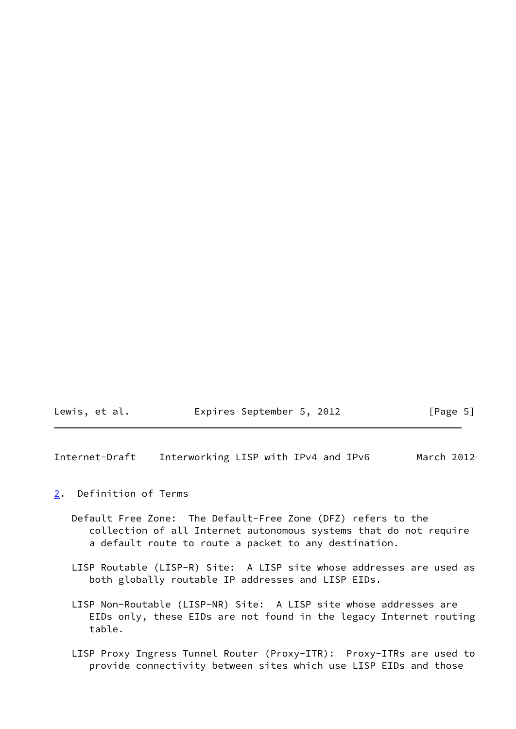## 2. Definition of Terms

Default Free Zone: The Default-Free Zone (DFZ) refers to the collection of all Internet autonomous systems that do not require a default route to route a packet to any destination.

LISP Routable (LISP-R) Site: A LISP site whose addresses are used as both globally routable IP addresses and LISP EIDs.

LISP Non-Routable (LISP-NR) Site: A LISP site whose addresses are EIDs only, these EIDs are not found in the legacy Internet routing table.

LISP Proxy Ingress Tunnel Router (Proxy-ITR): Proxy-ITRs are used to provide connectivity between sites which use LISP EIDs and those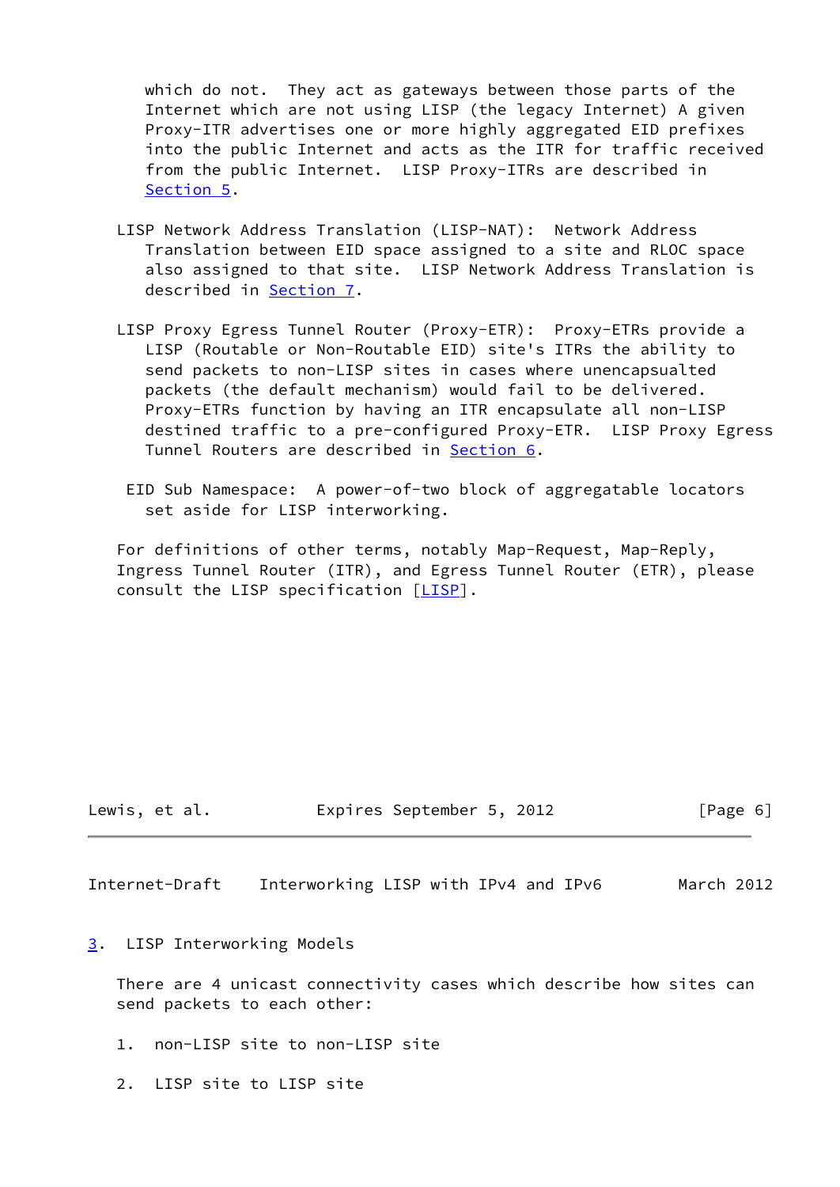which do not. They act as gateways between those parts of the Internet which are not using LISP (the legacy Internet) A given Proxy-ITR advertises one or more highly aggregated EID prefixes into the public Internet and acts as the ITR for traffic received from the public Internet. LISP Proxy-ITRs are described in Section 5.

LISP Network Address Translation (LISP-NAT): Network Address Translation between EID space assigned to a site and RLOC space also assigned to that site. LISP Network Address Translation is described in Section 7.

LISP Proxy Egress Tunnel Router (Proxy-ETR): Proxy-ETRs provide a LISP (Routable or Non-Routable EID) site's ITRs the ability to send packets to non-LISP sites in cases where unencapsualted packets (the default mechanism) would fail to be delivered. Proxy-ETRs function by having an ITR encapsulate all non-LISP destined traffic to a pre-configured Proxy-ETR. LISP Proxy Egress Tunnel Routers are described in Section 6.

EID Sub Namespace: A power-of-two block of aggregatable locators set aside for LISP interworking.

For definitions of other terms, notably Map-Request, Map-Reply, Ingress Tunnel Router (ITR), and Egress Tunnel Router (ETR), please consult the LISP specification [LISP].

## 3. LISP Interworking Models

There are 4 unicast connectivity cases which describe how sites can send packets to each other:

1. non-LISP site to non-LISP site

2. LISP site to LISP site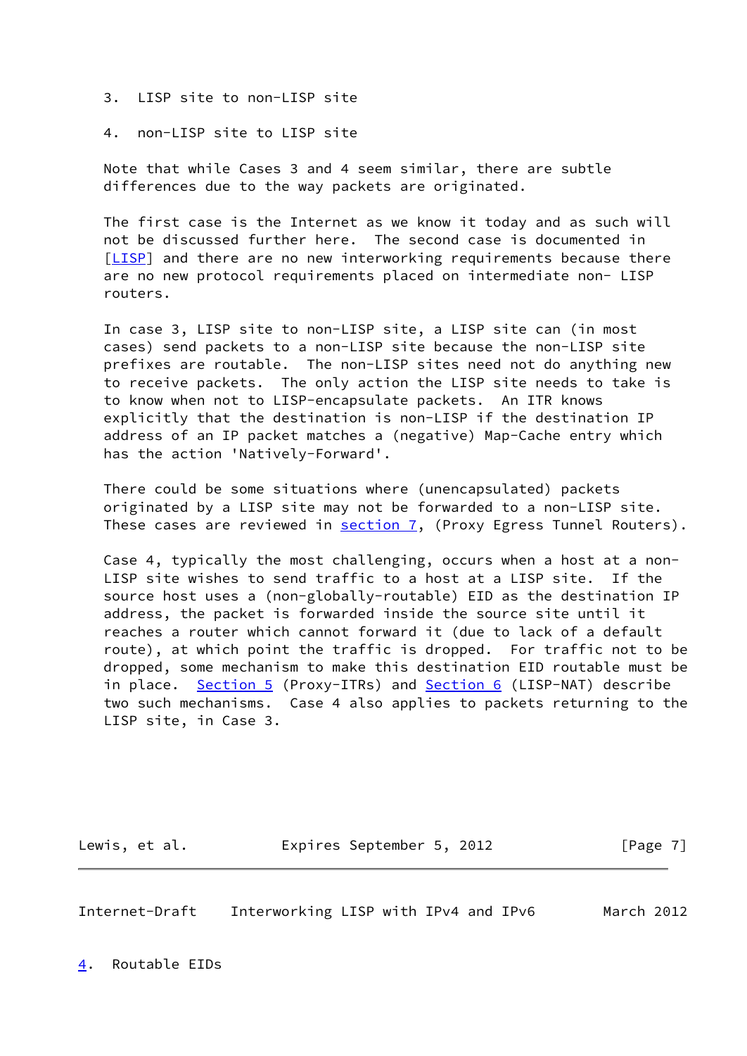3. LISP site to non-LISP site

4. non-LISP site to LISP site

Note that while Cases 3 and 4 seem similar, there are subtle differences due to the way packets are originated.

The first case is the Internet as we know it today and as such will not be discussed further here. The second case is documented in [LISP] and there are no new interworking requirements because there are no new protocol requirements placed on intermediate non- LISP routers.

In case 3, LISP site to non-LISP site, a LISP site can (in most cases) send packets to a non-LISP site because the non-LISP site prefixes are routable. The non-LISP sites need not do anything new to receive packets. The only action the LISP site needs to take is to know when not to LISP-encapsulate packets. An ITR knows explicitly that the destination is non-LISP if the destination IP address of an IP packet matches a (negative) Map-Cache entry which has the action 'Natively-Forward'.

There could be some situations where (unencapsulated) packets originated by a LISP site may not be forwarded to a non-LISP site. These cases are reviewed in section 7, (Proxy Egress Tunnel Routers).

Case 4, typically the most challenging, occurs when a host at a non-LISP site wishes to send traffic to a host at a LISP site. If the source host uses a (non-globally-routable) EID as the destination IP address, the packet is forwarded inside the source site until it reaches a router which cannot forward it (due to lack of a default route), at which point the traffic is dropped. For traffic not to be dropped, some mechanism to make this destination EID routable must be in place. Section 5 (Proxy-ITRs) and Section 6 (LISP-NAT) describe two such mechanisms. Case 4 also applies to packets returning to the LISP site, in Case 3.

## 4. Routable EIDs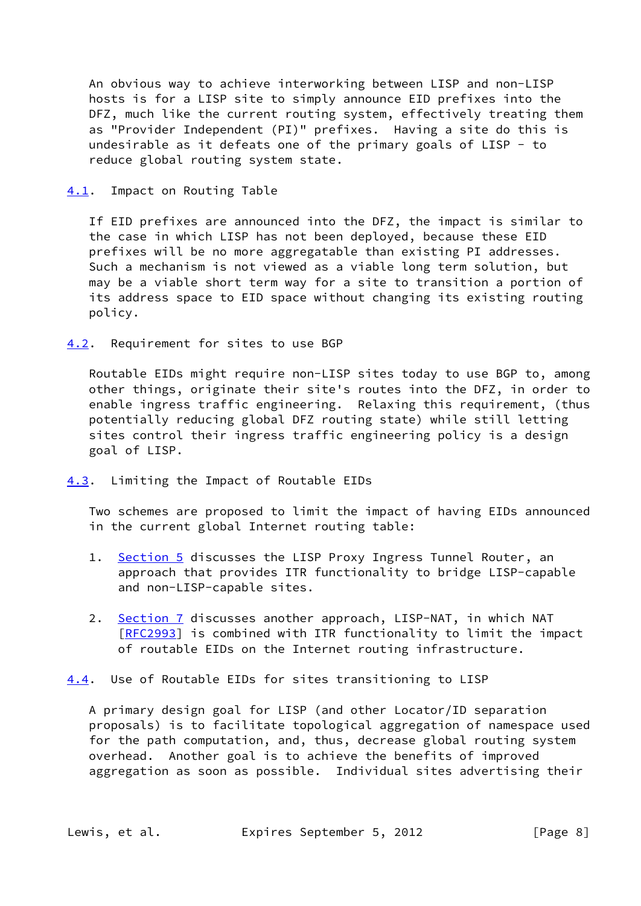An obvious way to achieve interworking between LISP and non-LISP hosts is for a LISP site to simply announce EID prefixes into the DFZ, much like the current routing system, effectively treating them as "Provider Independent (PI)" prefixes. Having a site do this is undesirable as it defeats one of the primary goals of LISP - to reduce global routing system state.

### 4.1. Impact on Routing Table

If EID prefixes are announced into the DFZ, the impact is similar to the case in which LISP has not been deployed, because these EID prefixes will be no more aggregatable than existing PI addresses. Such a mechanism is not viewed as a viable long term solution, but may be a viable short term way for a site to transition a portion of its address space to EID space without changing its existing routing policy.

### 4.2. Requirement for sites to use BGP

Routable EIDs might require non-LISP sites today to use BGP to, among other things, originate their site's routes into the DFZ, in order to enable ingress traffic engineering. Relaxing this requirement, (thus potentially reducing global DFZ routing state) while still letting sites control their ingress traffic engineering policy is a design goal of LISP.

### 4.3. Limiting the Impact of Routable EIDs

Two schemes are proposed to limit the impact of having EIDs announced in the current global Internet routing table:

1. Section 5 discusses the LISP Proxy Ingress Tunnel Router, an approach that provides ITR functionality to bridge LISP-capable and non-LISP-capable sites.

2. Section 7 discusses another approach, LISP-NAT, in which NAT [RFC2993] is combined with ITR functionality to limit the impact of routable EIDs on the Internet routing infrastructure.

### 4.4. Use of Routable EIDs for sites transitioning to LISP

A primary design goal for LISP (and other Locator/ID separation proposals) is to facilitate topological aggregation of namespace used for the path computation, and, thus, decrease global routing system overhead. Another goal is to achieve the benefits of improved aggregation as soon as possible. Individual sites advertising their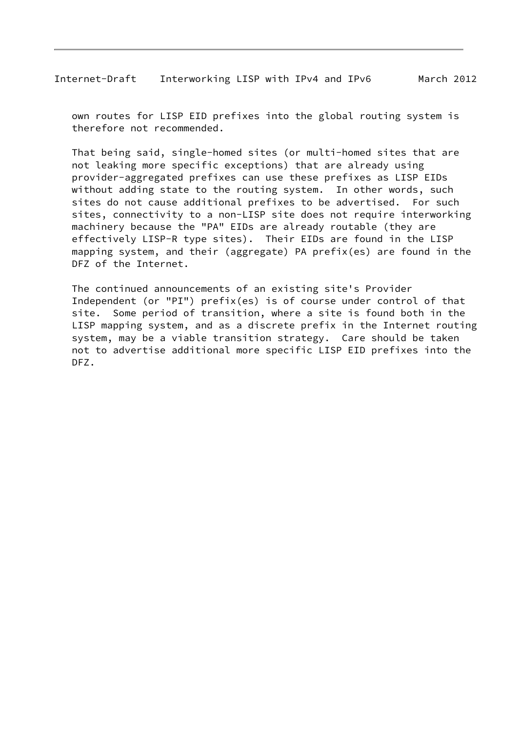own routes for LISP EID prefixes into the global routing system is therefore not recommended.

That being said, single-homed sites (or multi-homed sites that are not leaking more specific exceptions) that are already using provider-aggregated prefixes can use these prefixes as LISP EIDs without adding state to the routing system. In other words, such sites do not cause additional prefixes to be advertised. For such sites, connectivity to a non-LISP site does not require interworking machinery because the "PA" EIDs are already routable (they are effectively LISP-R type sites). Their EIDs are found in the LISP mapping system, and their (aggregate) PA prefix(es) are found in the DFZ of the Internet.

The continued announcements of an existing site's Provider Independent (or "PI") prefix(es) is of course under control of that site. Some period of transition, where a site is found both in the LISP mapping system, and as a discrete prefix in the Internet routing system, may be a viable transition strategy. Care should be taken not to advertise additional more specific LISP EID prefixes into the DFZ.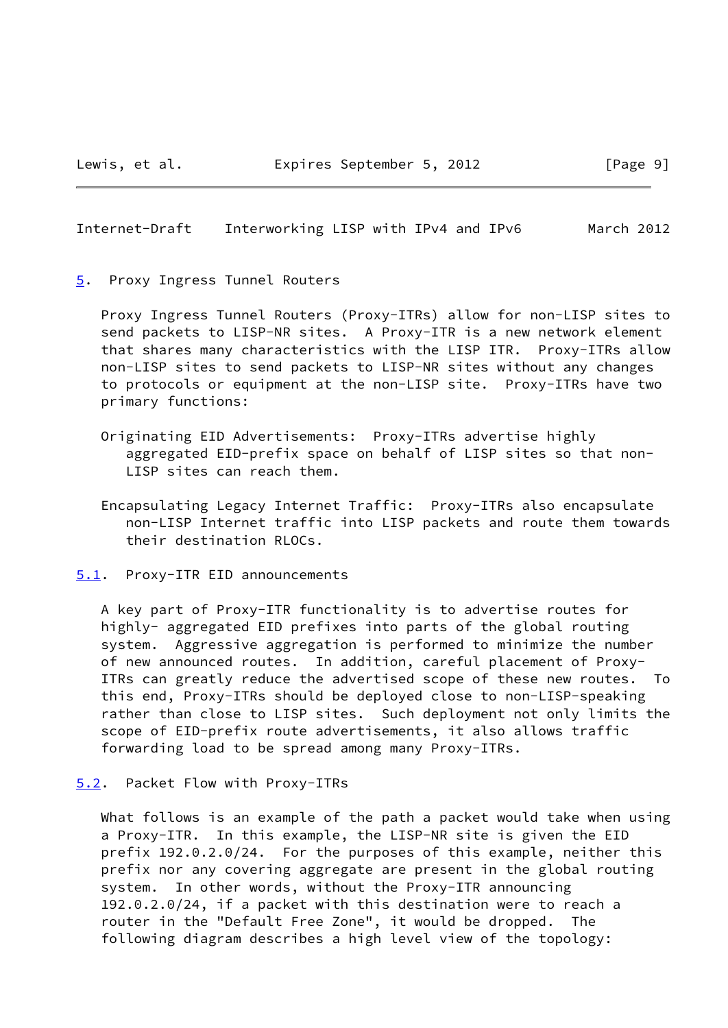## 5. Proxy Ingress Tunnel Routers

Proxy Ingress Tunnel Routers (Proxy-ITRs) allow for non-LISP sites to send packets to LISP-NR sites. A Proxy-ITR is a new network element that shares many characteristics with the LISP ITR. Proxy-ITRs allow non-LISP sites to send packets to LISP-NR sites without any changes to protocols or equipment at the non-LISP site. Proxy-ITRs have two primary functions:

Originating EID Advertisements: Proxy-ITRs advertise highly aggregated EID-prefix space on behalf of LISP sites so that non-LISP sites can reach them.

Encapsulating Legacy Internet Traffic: Proxy-ITRs also encapsulate non-LISP Internet traffic into LISP packets and route them towards their destination RLOCs.

### 5.1. Proxy-ITR EID announcements

A key part of Proxy-ITR functionality is to advertise routes for highly- aggregated EID prefixes into parts of the global routing system. Aggressive aggregation is performed to minimize the number of new announced routes. In addition, careful placement of Proxy-ITRs can greatly reduce the advertised scope of these new routes. To this end, Proxy-ITRs should be deployed close to non-LISP-speaking rather than close to LISP sites. Such deployment not only limits the scope of EID-prefix route advertisements, it also allows traffic forwarding load to be spread among many Proxy-ITRs.

### 5.2. Packet Flow with Proxy-ITRs

What follows is an example of the path a packet would take when using a Proxy-ITR. In this example, the LISP-NR site is given the EID prefix 192.0.2.0/24. For the purposes of this example, neither this prefix nor any covering aggregate are present in the global routing system. In other words, without the Proxy-ITR announcing 192.0.2.0/24, if a packet with this destination were to reach a router in the "Default Free Zone", it would be dropped. The following diagram describes a high level view of the topology: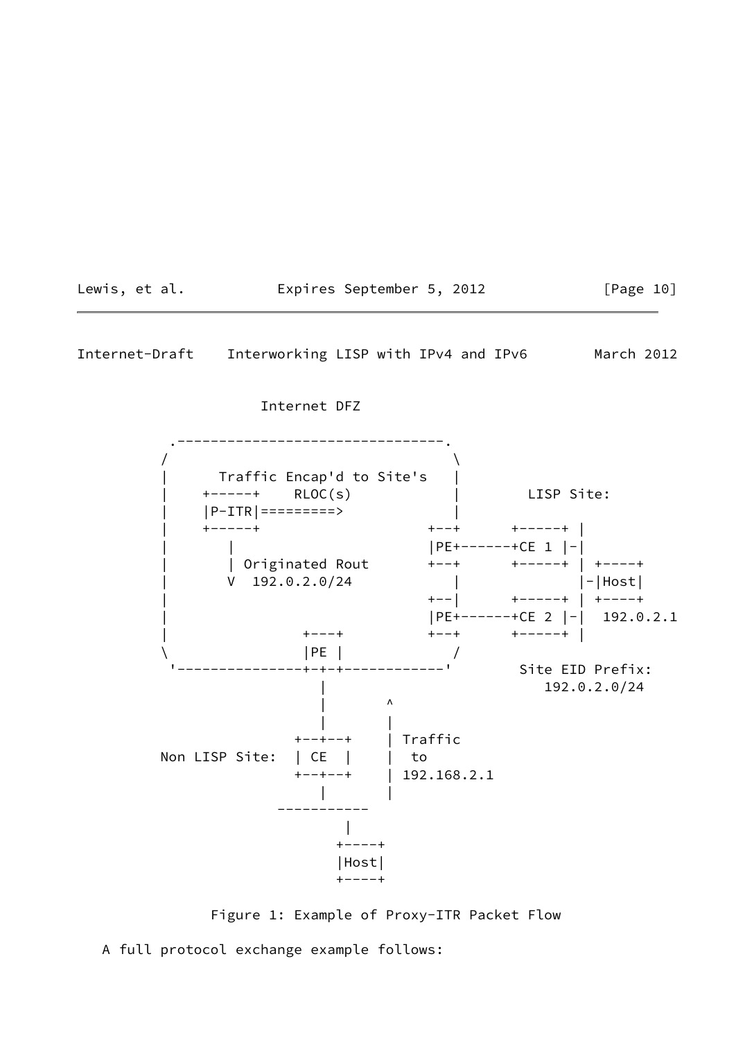```
                Internet DFZ

          .--------------------------------.
         /                                  \
         |      Traffic Encap'd to Site's   |
         |    +-----+    RLOC(s)            |        LISP Site:
         |    |P-ITR|=========>             |
         |    +-----+                    +--+      +-----+ |
         |       |                       |PE+------+CE 1 |-|
         |       | Originated Rout       +--+      +-----+ | +----+
         |       V  192.0.2.0/24            |              |-|Host|
         |                               +--|      +-----+ | +----+
         |                               |PE+------+CE 2 |-|  192.0.2.1
         |              +---+            +--+      +-----+ |
         \              |PE |               /
          '---------------+-+-+------------'       Site EID Prefix:
                          |       ^                   192.0.2.0/24
                          |       |
                          |       |
                       +--+--+    | Traffic
         Non LISP Site:  | CE  |    |  to
                       +--+--+    | 192.168.2.1
                          |       |
                     -----------
                             |
                          +----+
                          |Host|
                          +----+
```

Figure 1: Example of Proxy-ITR Packet Flow

A full protocol exchange example follows: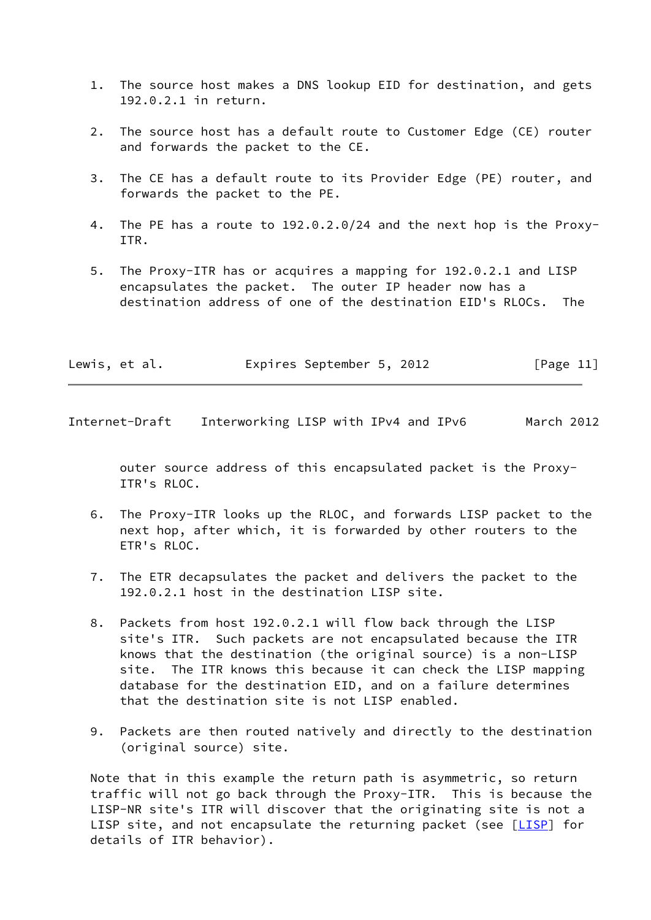1. The source host makes a DNS lookup EID for destination, and gets 192.0.2.1 in return.

2. The source host has a default route to Customer Edge (CE) router and forwards the packet to the CE.

3. The CE has a default route to its Provider Edge (PE) router, and forwards the packet to the PE.

4. The PE has a route to 192.0.2.0/24 and the next hop is the Proxy-ITR.

5. The Proxy-ITR has or acquires a mapping for 192.0.2.1 and LISP encapsulates the packet. The outer IP header now has a destination address of one of the destination EID's RLOCs. The outer source address of this encapsulated packet is the Proxy-ITR's RLOC.

6. The Proxy-ITR looks up the RLOC, and forwards LISP packet to the next hop, after which, it is forwarded by other routers to the ETR's RLOC.

7. The ETR decapsulates the packet and delivers the packet to the 192.0.2.1 host in the destination LISP site.

8. Packets from host 192.0.2.1 will flow back through the LISP site's ITR. Such packets are not encapsulated because the ITR knows that the destination (the original source) is a non-LISP site. The ITR knows this because it can check the LISP mapping database for the destination EID, and on a failure determines that the destination site is not LISP enabled.

9. Packets are then routed natively and directly to the destination (original source) site.

Note that in this example the return path is asymmetric, so return traffic will not go back through the Proxy-ITR. This is because the LISP-NR site's ITR will discover that the originating site is not a LISP site, and not encapsulate the returning packet (see [LISP] for details of ITR behavior).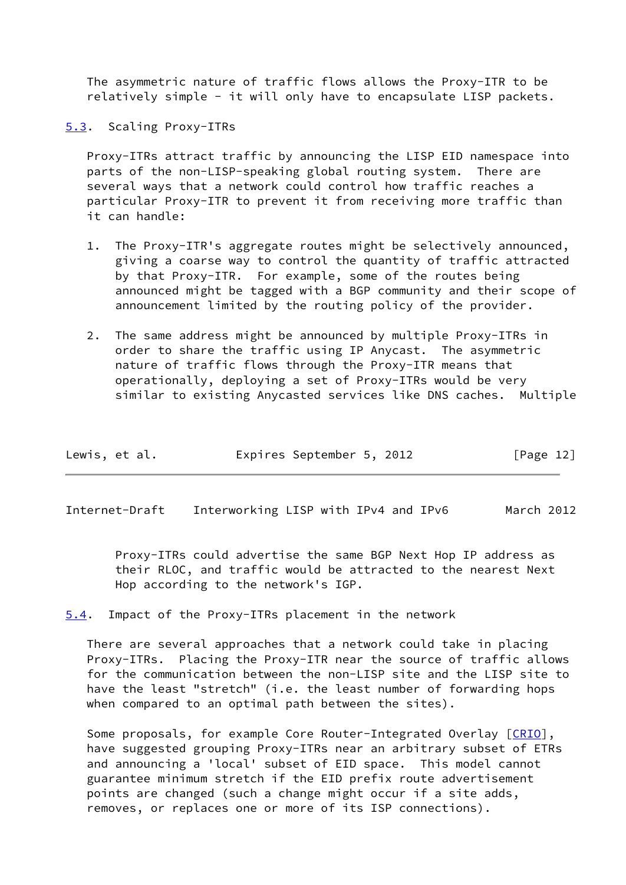The asymmetric nature of traffic flows allows the Proxy-ITR to be relatively simple - it will only have to encapsulate LISP packets.

### 5.3. Scaling Proxy-ITRs

Proxy-ITRs attract traffic by announcing the LISP EID namespace into parts of the non-LISP-speaking global routing system. There are several ways that a network could control how traffic reaches a particular Proxy-ITR to prevent it from receiving more traffic than it can handle:

1. The Proxy-ITR's aggregate routes might be selectively announced, giving a coarse way to control the quantity of traffic attracted by that Proxy-ITR. For example, some of the routes being announced might be tagged with a BGP community and their scope of announcement limited by the routing policy of the provider.

2. The same address might be announced by multiple Proxy-ITRs in order to share the traffic using IP Anycast. The asymmetric nature of traffic flows through the Proxy-ITR means that operationally, deploying a set of Proxy-ITRs would be very similar to existing Anycasted services like DNS caches. Multiple Proxy-ITRs could advertise the same BGP Next Hop IP address as their RLOC, and traffic would be attracted to the nearest Next Hop according to the network's IGP.

### 5.4. Impact of the Proxy-ITRs placement in the network

There are several approaches that a network could take in placing Proxy-ITRs. Placing the Proxy-ITR near the source of traffic allows for the communication between the non-LISP site and the LISP site to have the least "stretch" (i.e. the least number of forwarding hops when compared to an optimal path between the sites).

Some proposals, for example Core Router-Integrated Overlay [CRIO], have suggested grouping Proxy-ITRs near an arbitrary subset of ETRs and announcing a 'local' subset of EID space. This model cannot guarantee minimum stretch if the EID prefix route advertisement points are changed (such a change might occur if a site adds, removes, or replaces one or more of its ISP connections).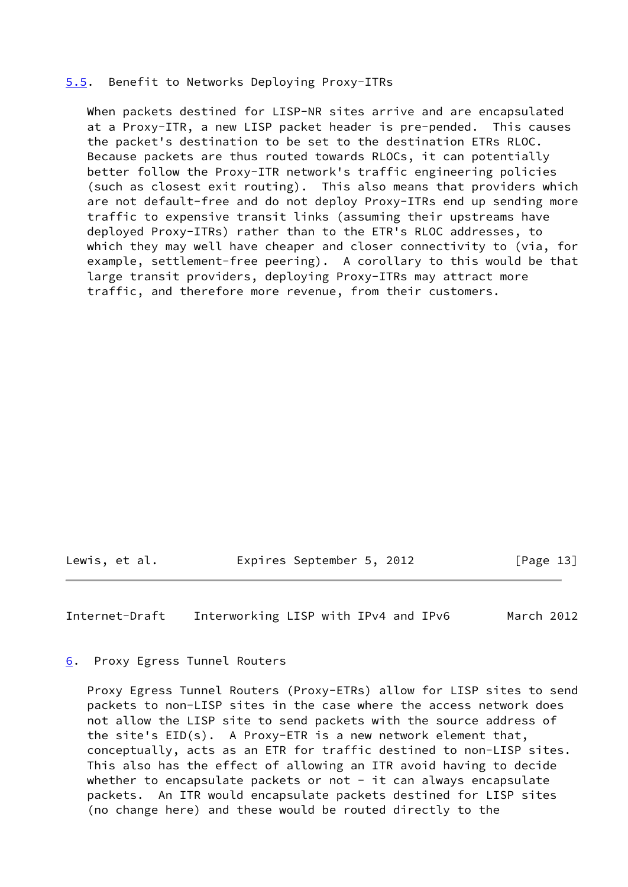## 5.5. Benefit to Networks Deploying Proxy-ITRs

When packets destined for LISP-NR sites arrive and are encapsulated at a Proxy-ITR, a new LISP packet header is pre-pended. This causes the packet's destination to be set to the destination ETRs RLOC. Because packets are thus routed towards RLOCs, it can potentially better follow the Proxy-ITR network's traffic engineering policies (such as closest exit routing). This also means that providers which are not default-free and do not deploy Proxy-ITRs end up sending more traffic to expensive transit links (assuming their upstreams have deployed Proxy-ITRs) rather than to the ETR's RLOC addresses, to which they may well have cheaper and closer connectivity to (via, for example, settlement-free peering). A corollary to this would be that large transit providers, deploying Proxy-ITRs may attract more traffic, and therefore more revenue, from their customers.

# 6. Proxy Egress Tunnel Routers

Proxy Egress Tunnel Routers (Proxy-ETRs) allow for LISP sites to send packets to non-LISP sites in the case where the access network does not allow the LISP site to send packets with the source address of the site's EID(s). A Proxy-ETR is a new network element that, conceptually, acts as an ETR for traffic destined to non-LISP sites. This also has the effect of allowing an ITR avoid having to decide whether to encapsulate packets or not - it can always encapsulate packets. An ITR would encapsulate packets destined for LISP sites (no change here) and these would be routed directly to the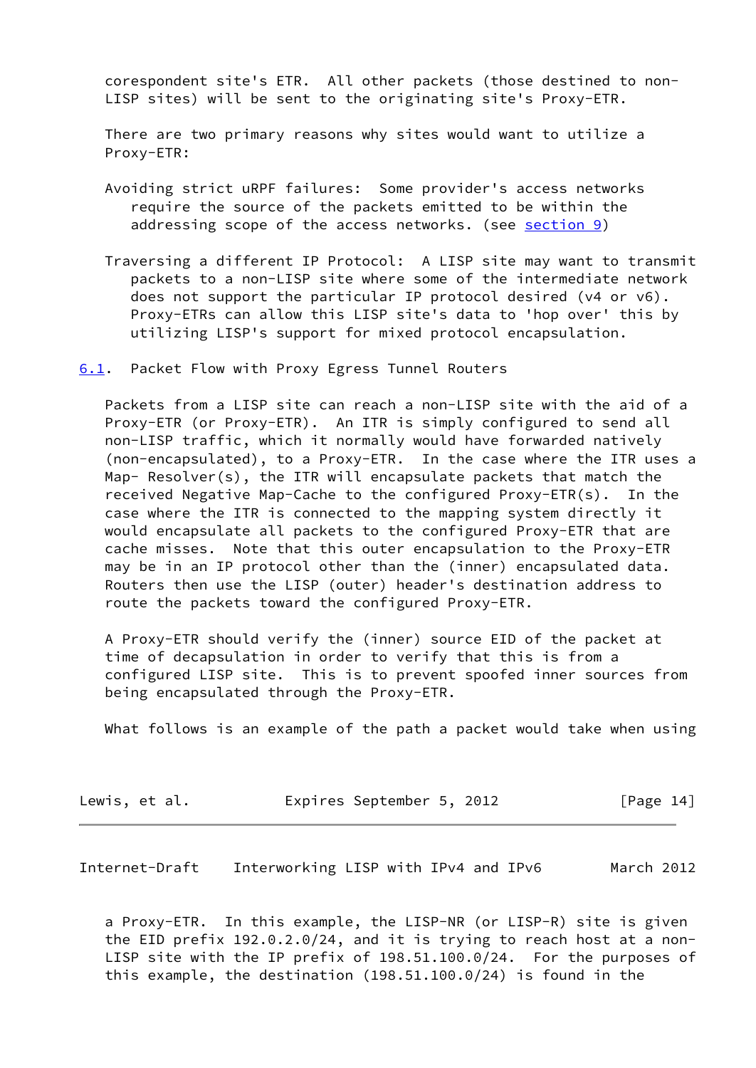corespondent site's ETR. All other packets (those destined to non-LISP sites) will be sent to the originating site's Proxy-ETR.

There are two primary reasons why sites would want to utilize a Proxy-ETR:

Avoiding strict uRPF failures: Some provider's access networks require the source of the packets emitted to be within the addressing scope of the access networks. (see section 9)

Traversing a different IP Protocol: A LISP site may want to transmit packets to a non-LISP site where some of the intermediate network does not support the particular IP protocol desired (v4 or v6). Proxy-ETRs can allow this LISP site's data to 'hop over' this by utilizing LISP's support for mixed protocol encapsulation.

## 6.1. Packet Flow with Proxy Egress Tunnel Routers

Packets from a LISP site can reach a non-LISP site with the aid of a Proxy-ETR (or Proxy-ETR). An ITR is simply configured to send all non-LISP traffic, which it normally would have forwarded natively (non-encapsulated), to a Proxy-ETR. In the case where the ITR uses a Map- Resolver(s), the ITR will encapsulate packets that match the received Negative Map-Cache to the configured Proxy-ETR(s). In the case where the ITR is connected to the mapping system directly it would encapsulate all packets to the configured Proxy-ETR that are cache misses. Note that this outer encapsulation to the Proxy-ETR may be in an IP protocol other than the (inner) encapsulated data. Routers then use the LISP (outer) header's destination address to route the packets toward the configured Proxy-ETR.

A Proxy-ETR should verify the (inner) source EID of the packet at time of decapsulation in order to verify that this is from a configured LISP site. This is to prevent spoofed inner sources from being encapsulated through the Proxy-ETR.

What follows is an example of the path a packet would take when using a Proxy-ETR. In this example, the LISP-NR (or LISP-R) site is given the EID prefix 192.0.2.0/24, and it is trying to reach host at a non-LISP site with the IP prefix of 198.51.100.0/24. For the purposes of this example, the destination (198.51.100.0/24) is found in the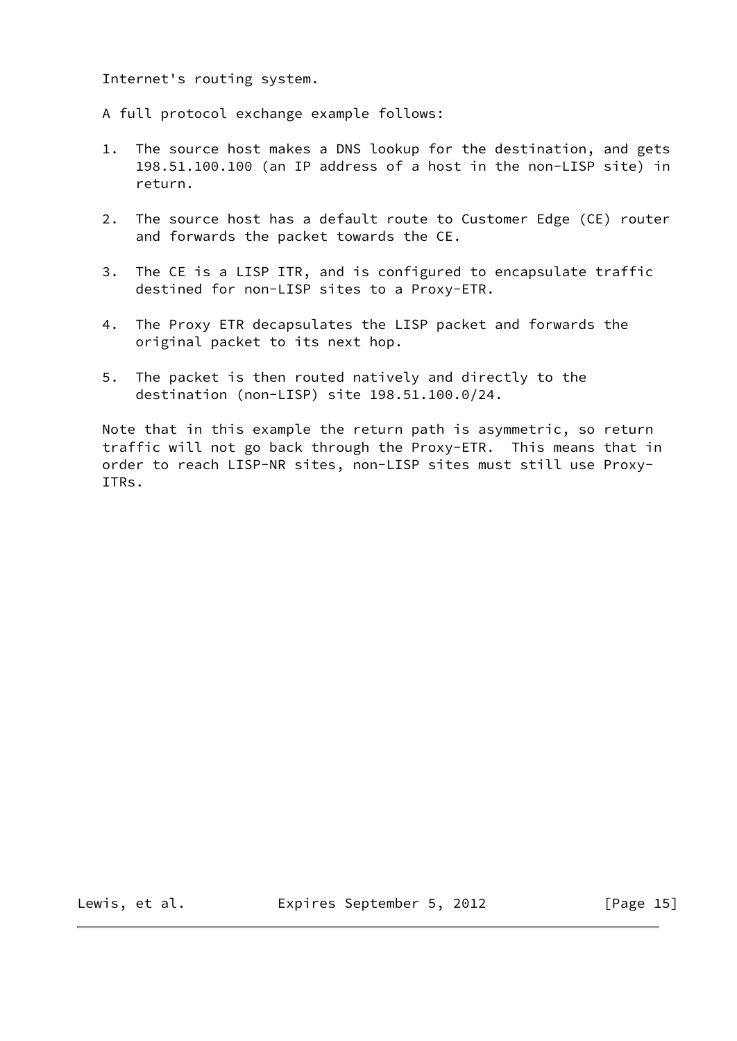Internet's routing system.

A full protocol exchange example follows:

1. The source host makes a DNS lookup for the destination, and gets 198.51.100.100 (an IP address of a host in the non-LISP site) in return.

2. The source host has a default route to Customer Edge (CE) router and forwards the packet towards the CE.

3. The CE is a LISP ITR, and is configured to encapsulate traffic destined for non-LISP sites to a Proxy-ETR.

4. The Proxy ETR decapsulates the LISP packet and forwards the original packet to its next hop.

5. The packet is then routed natively and directly to the destination (non-LISP) site 198.51.100.0/24.

Note that in this example the return path is asymmetric, so return traffic will not go back through the Proxy-ETR. This means that in order to reach LISP-NR sites, non-LISP sites must still use Proxy-ITRs.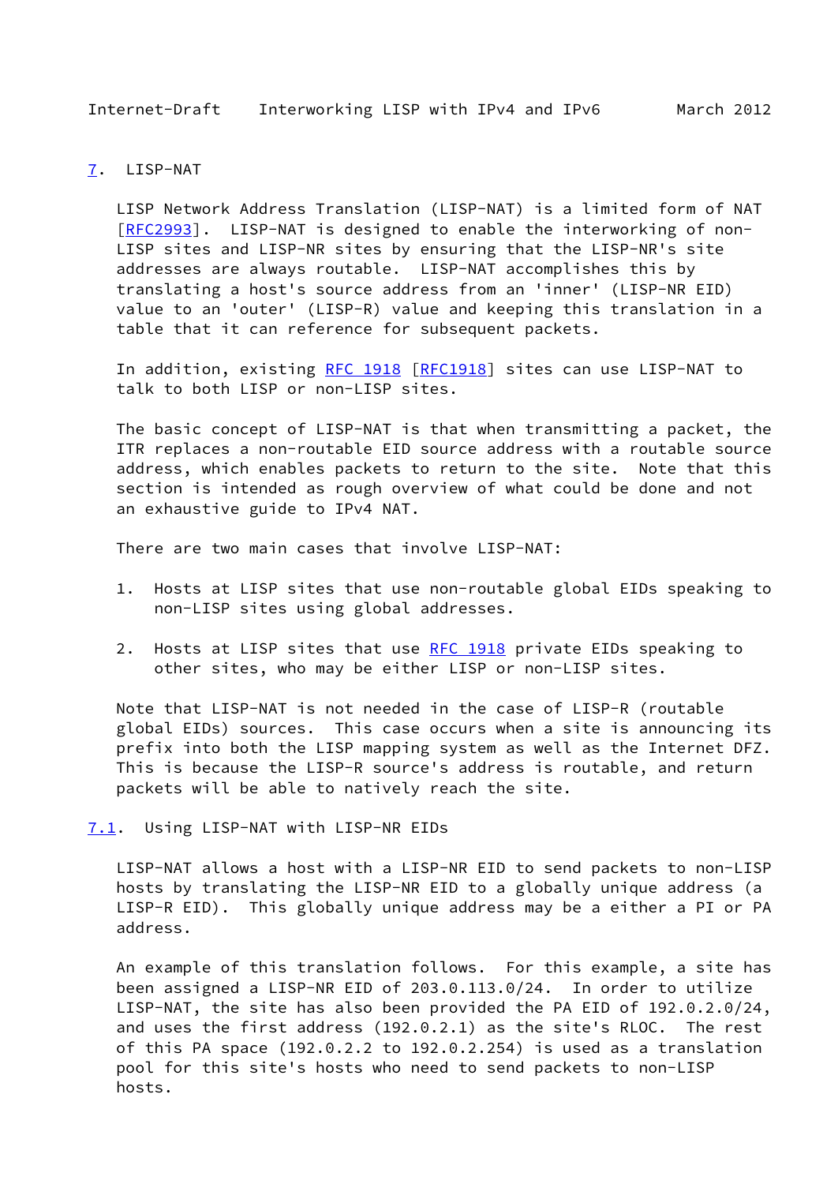## 7. LISP-NAT

LISP Network Address Translation (LISP-NAT) is a limited form of NAT [RFC2993]. LISP-NAT is designed to enable the interworking of non-LISP sites and LISP-NR sites by ensuring that the LISP-NR's site addresses are always routable. LISP-NAT accomplishes this by translating a host's source address from an 'inner' (LISP-NR EID) value to an 'outer' (LISP-R) value and keeping this translation in a table that it can reference for subsequent packets.

In addition, existing RFC 1918 [RFC1918] sites can use LISP-NAT to talk to both LISP or non-LISP sites.

The basic concept of LISP-NAT is that when transmitting a packet, the ITR replaces a non-routable EID source address with a routable source address, which enables packets to return to the site. Note that this section is intended as rough overview of what could be done and not an exhaustive guide to IPv4 NAT.

There are two main cases that involve LISP-NAT:

1. Hosts at LISP sites that use non-routable global EIDs speaking to non-LISP sites using global addresses.

2. Hosts at LISP sites that use RFC 1918 private EIDs speaking to other sites, who may be either LISP or non-LISP sites.

Note that LISP-NAT is not needed in the case of LISP-R (routable global EIDs) sources. This case occurs when a site is announcing its prefix into both the LISP mapping system as well as the Internet DFZ. This is because the LISP-R source's address is routable, and return packets will be able to natively reach the site.

### 7.1. Using LISP-NAT with LISP-NR EIDs

LISP-NAT allows a host with a LISP-NR EID to send packets to non-LISP hosts by translating the LISP-NR EID to a globally unique address (a LISP-R EID). This globally unique address may be a either a PI or PA address.

An example of this translation follows. For this example, a site has been assigned a LISP-NR EID of 203.0.113.0/24. In order to utilize LISP-NAT, the site has also been provided the PA EID of 192.0.2.0/24, and uses the first address (192.0.2.1) as the site's RLOC. The rest of this PA space (192.0.2.2 to 192.0.2.254) is used as a translation pool for this site's hosts who need to send packets to non-LISP hosts.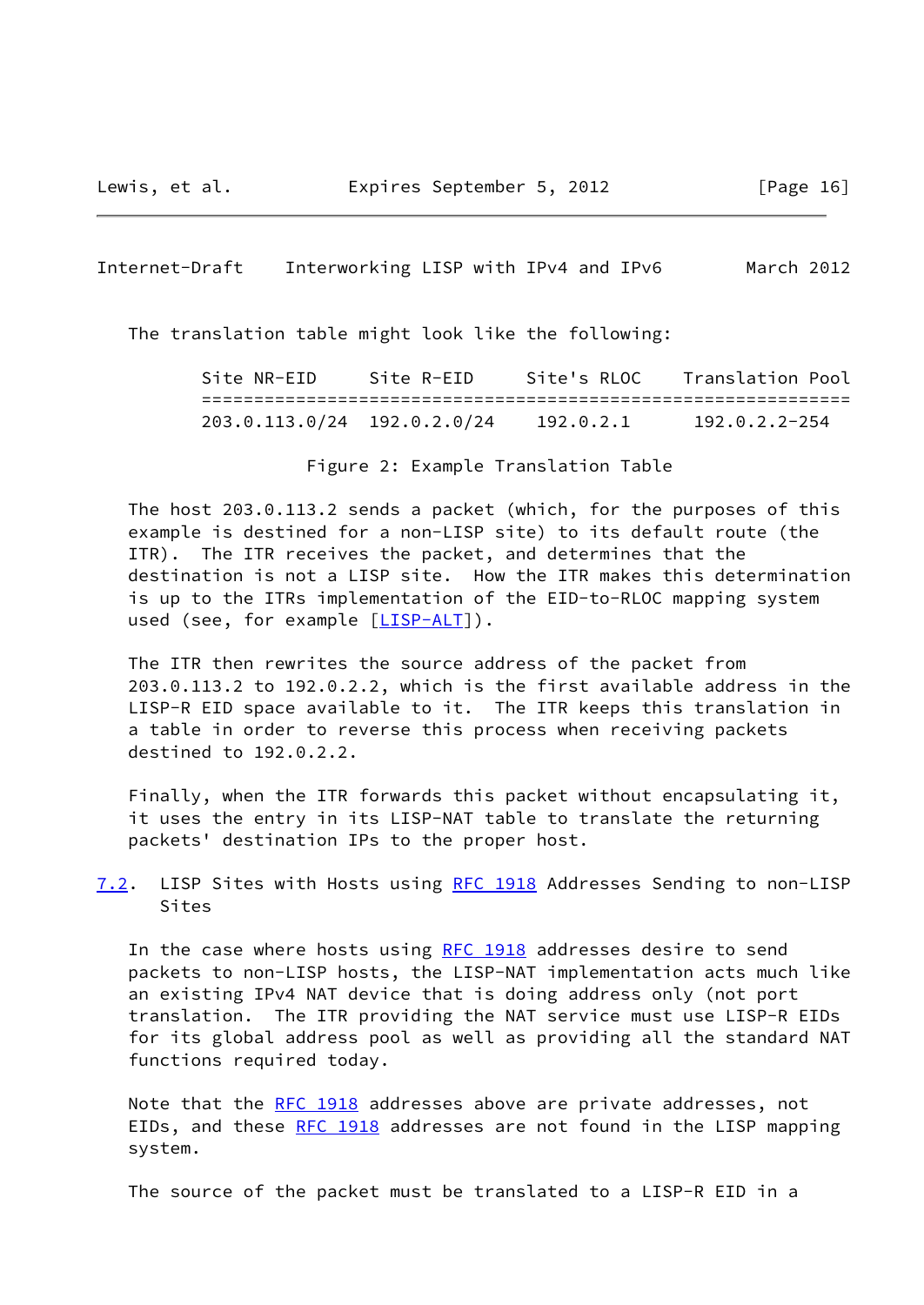The translation table might look like the following:

| Site NR-EID | Site R-EID | Site's RLOC | Translation Pool |
|---|---|---|---|
| 203.0.113.0/24 | 192.0.2.0/24 | 192.0.2.1 | 192.0.2.2-254 |

Figure 2: Example Translation Table

The host 203.0.113.2 sends a packet (which, for the purposes of this example is destined for a non-LISP site) to its default route (the ITR). The ITR receives the packet, and determines that the destination is not a LISP site. How the ITR makes this determination is up to the ITRs implementation of the EID-to-RLOC mapping system used (see, for example [LISP-ALT]).

The ITR then rewrites the source address of the packet from 203.0.113.2 to 192.0.2.2, which is the first available address in the LISP-R EID space available to it. The ITR keeps this translation in a table in order to reverse this process when receiving packets destined to 192.0.2.2.

Finally, when the ITR forwards this packet without encapsulating it, it uses the entry in its LISP-NAT table to translate the returning packets' destination IPs to the proper host.

## 7.2. LISP Sites with Hosts using RFC 1918 Addresses Sending to non-LISP Sites

In the case where hosts using RFC 1918 addresses desire to send packets to non-LISP hosts, the LISP-NAT implementation acts much like an existing IPv4 NAT device that is doing address only (not port translation. The ITR providing the NAT service must use LISP-R EIDs for its global address pool as well as providing all the standard NAT functions required today.

Note that the RFC 1918 addresses above are private addresses, not EIDs, and these RFC 1918 addresses are not found in the LISP mapping system.

The source of the packet must be translated to a LISP-R EID in a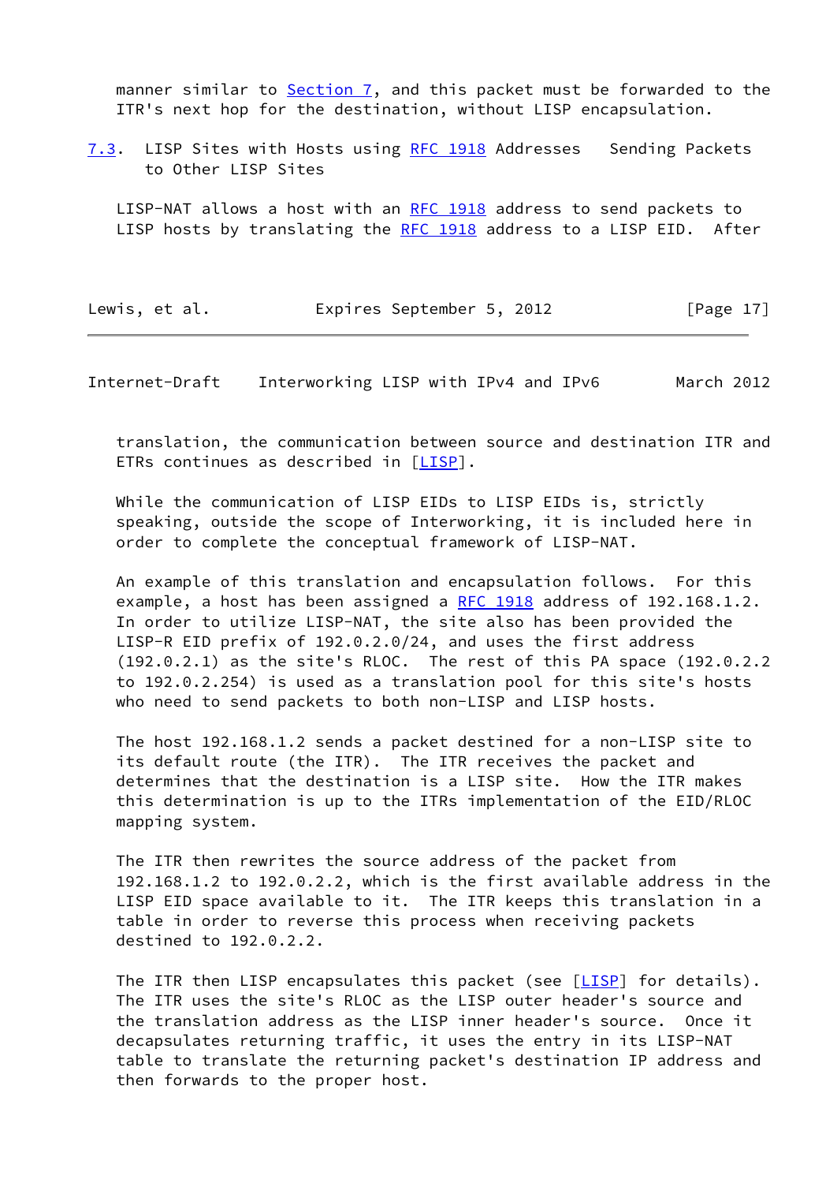manner similar to Section 7, and this packet must be forwarded to the ITR's next hop for the destination, without LISP encapsulation.

### 7.3. LISP Sites with Hosts using RFC 1918 Addresses Sending Packets to Other LISP Sites

LISP-NAT allows a host with an RFC 1918 address to send packets to LISP hosts by translating the RFC 1918 address to a LISP EID. After translation, the communication between source and destination ITR and ETRs continues as described in [LISP].

While the communication of LISP EIDs to LISP EIDs is, strictly speaking, outside the scope of Interworking, it is included here in order to complete the conceptual framework of LISP-NAT.

An example of this translation and encapsulation follows. For this example, a host has been assigned a RFC 1918 address of 192.168.1.2. In order to utilize LISP-NAT, the site also has been provided the LISP-R EID prefix of 192.0.2.0/24, and uses the first address (192.0.2.1) as the site's RLOC. The rest of this PA space (192.0.2.2 to 192.0.2.254) is used as a translation pool for this site's hosts who need to send packets to both non-LISP and LISP hosts.

The host 192.168.1.2 sends a packet destined for a non-LISP site to its default route (the ITR). The ITR receives the packet and determines that the destination is a LISP site. How the ITR makes this determination is up to the ITRs implementation of the EID/RLOC mapping system.

The ITR then rewrites the source address of the packet from 192.168.1.2 to 192.0.2.2, which is the first available address in the LISP EID space available to it. The ITR keeps this translation in a table in order to reverse this process when receiving packets destined to 192.0.2.2.

The ITR then LISP encapsulates this packet (see [LISP] for details). The ITR uses the site's RLOC as the LISP outer header's source and the translation address as the LISP inner header's source. Once it decapsulates returning traffic, it uses the entry in its LISP-NAT table to translate the returning packet's destination IP address and then forwards to the proper host.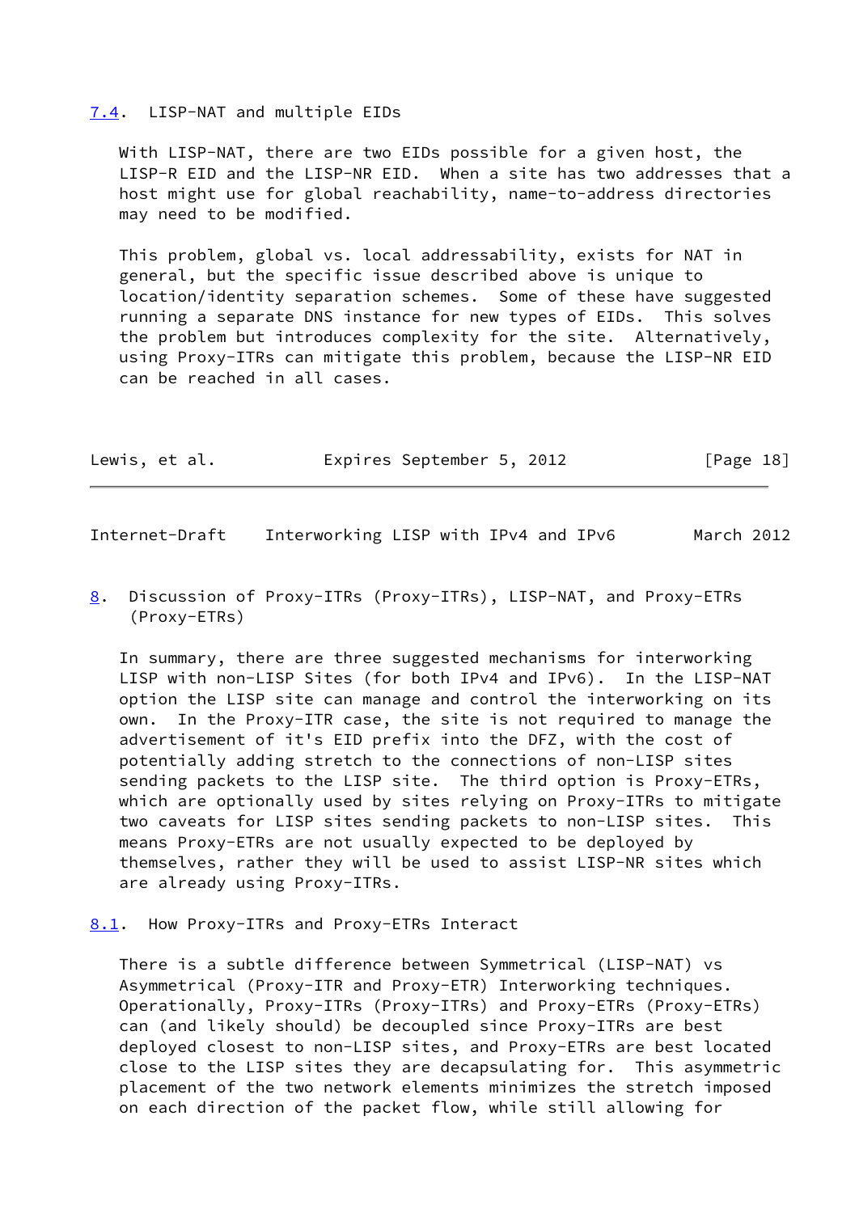## 7.4. LISP-NAT and multiple EIDs

With LISP-NAT, there are two EIDs possible for a given host, the LISP-R EID and the LISP-NR EID. When a site has two addresses that a host might use for global reachability, name-to-address directories may need to be modified.

This problem, global vs. local addressability, exists for NAT in general, but the specific issue described above is unique to location/identity separation schemes. Some of these have suggested running a separate DNS instance for new types of EIDs. This solves the problem but introduces complexity for the site. Alternatively, using Proxy-ITRs can mitigate this problem, because the LISP-NR EID can be reached in all cases.

# 8. Discussion of Proxy-ITRs (Proxy-ITRs), LISP-NAT, and Proxy-ETRs (Proxy-ETRs)

In summary, there are three suggested mechanisms for interworking LISP with non-LISP Sites (for both IPv4 and IPv6). In the LISP-NAT option the LISP site can manage and control the interworking on its own. In the Proxy-ITR case, the site is not required to manage the advertisement of it's EID prefix into the DFZ, with the cost of potentially adding stretch to the connections of non-LISP sites sending packets to the LISP site. The third option is Proxy-ETRs, which are optionally used by sites relying on Proxy-ITRs to mitigate two caveats for LISP sites sending packets to non-LISP sites. This means Proxy-ETRs are not usually expected to be deployed by themselves, rather they will be used to assist LISP-NR sites which are already using Proxy-ITRs.

## 8.1. How Proxy-ITRs and Proxy-ETRs Interact

There is a subtle difference between Symmetrical (LISP-NAT) vs Asymmetrical (Proxy-ITR and Proxy-ETR) Interworking techniques. Operationally, Proxy-ITRs (Proxy-ITRs) and Proxy-ETRs (Proxy-ETRs) can (and likely should) be decoupled since Proxy-ITRs are best deployed closest to non-LISP sites, and Proxy-ETRs are best located close to the LISP sites they are decapsulating for. This asymmetric placement of the two network elements minimizes the stretch imposed on each direction of the packet flow, while still allowing for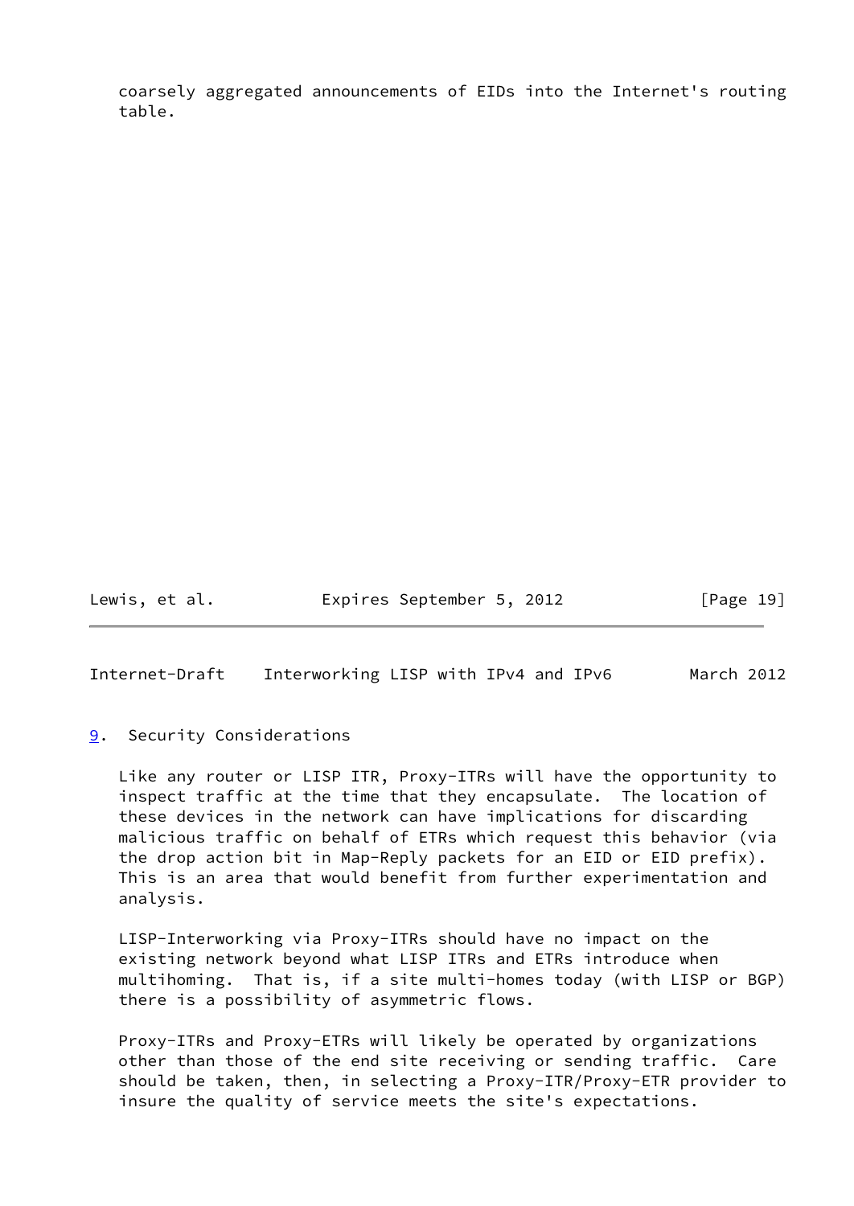coarsely aggregated announcements of EIDs into the Internet's routing table.

## 9. Security Considerations

Like any router or LISP ITR, Proxy-ITRs will have the opportunity to inspect traffic at the time that they encapsulate. The location of these devices in the network can have implications for discarding malicious traffic on behalf of ETRs which request this behavior (via the drop action bit in Map-Reply packets for an EID or EID prefix). This is an area that would benefit from further experimentation and analysis.

LISP-Interworking via Proxy-ITRs should have no impact on the existing network beyond what LISP ITRs and ETRs introduce when multihoming. That is, if a site multi-homes today (with LISP or BGP) there is a possibility of asymmetric flows.

Proxy-ITRs and Proxy-ETRs will likely be operated by organizations other than those of the end site receiving or sending traffic. Care should be taken, then, in selecting a Proxy-ITR/Proxy-ETR provider to insure the quality of service meets the site's expectations.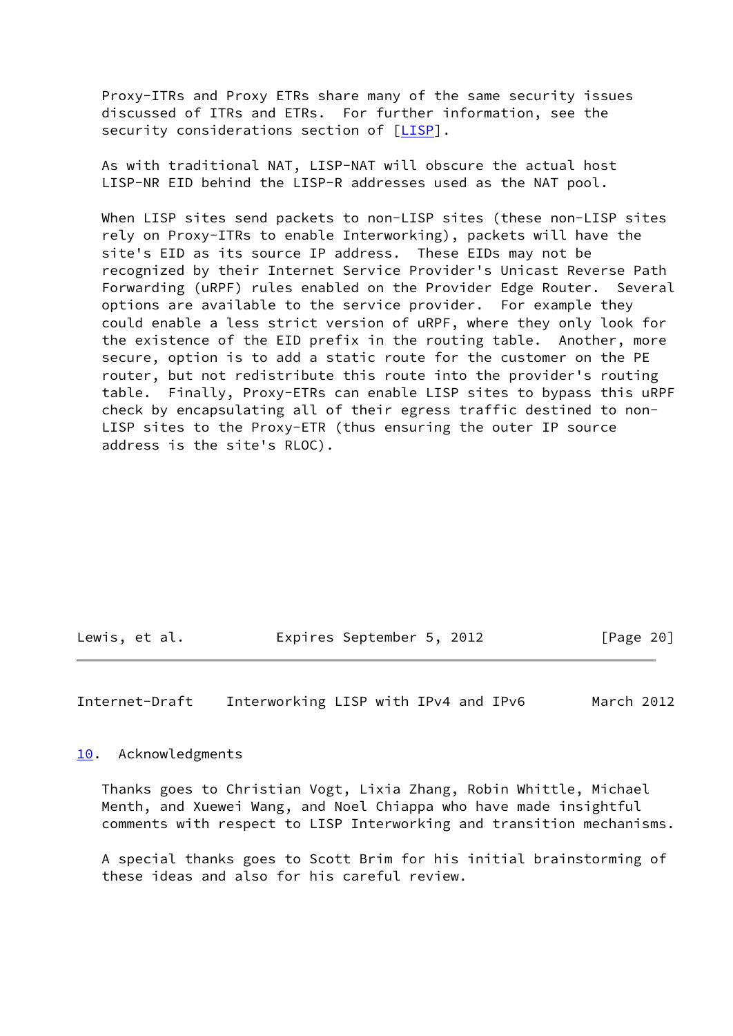Proxy-ITRs and Proxy ETRs share many of the same security issues discussed of ITRs and ETRs. For further information, see the security considerations section of [LISP].

As with traditional NAT, LISP-NAT will obscure the actual host LISP-NR EID behind the LISP-R addresses used as the NAT pool.

When LISP sites send packets to non-LISP sites (these non-LISP sites rely on Proxy-ITRs to enable Interworking), packets will have the site's EID as its source IP address. These EIDs may not be recognized by their Internet Service Provider's Unicast Reverse Path Forwarding (uRPF) rules enabled on the Provider Edge Router. Several options are available to the service provider. For example they could enable a less strict version of uRPF, where they only look for the existence of the EID prefix in the routing table. Another, more secure, option is to add a static route for the customer on the PE router, but not redistribute this route into the provider's routing table. Finally, Proxy-ETRs can enable LISP sites to bypass this uRPF check by encapsulating all of their egress traffic destined to non-LISP sites to the Proxy-ETR (thus ensuring the outer IP source address is the site's RLOC).

## 10. Acknowledgments

Thanks goes to Christian Vogt, Lixia Zhang, Robin Whittle, Michael Menth, and Xuewei Wang, and Noel Chiappa who have made insightful comments with respect to LISP Interworking and transition mechanisms.

A special thanks goes to Scott Brim for his initial brainstorming of these ideas and also for his careful review.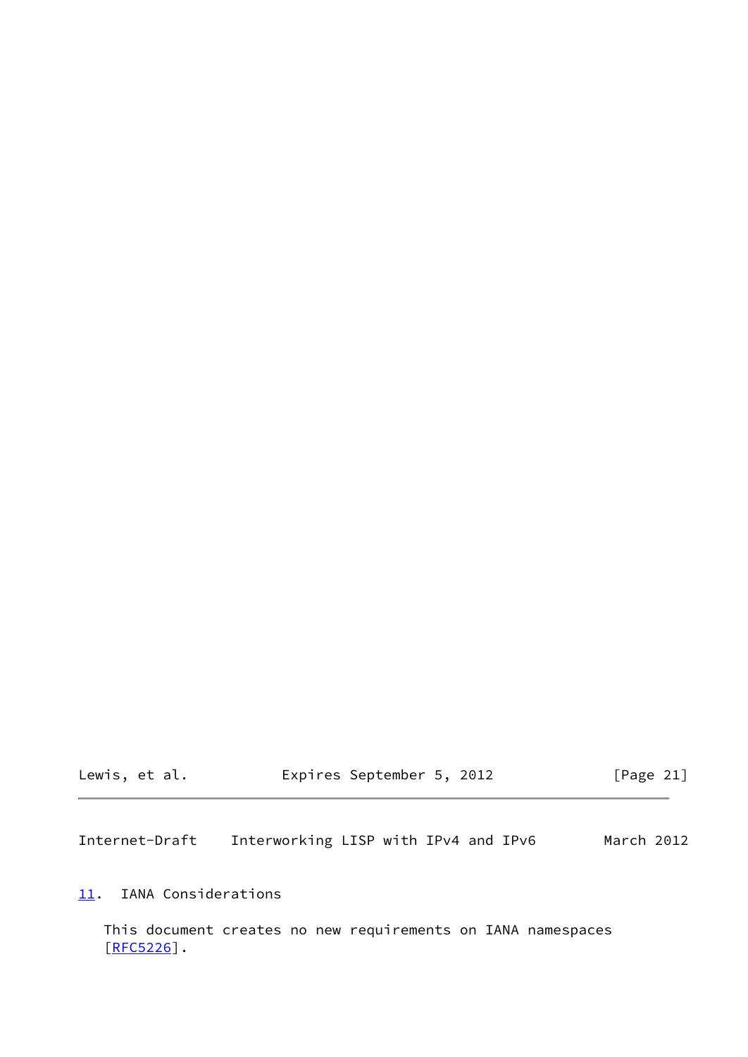## 11. IANA Considerations

This document creates no new requirements on IANA namespaces [RFC5226].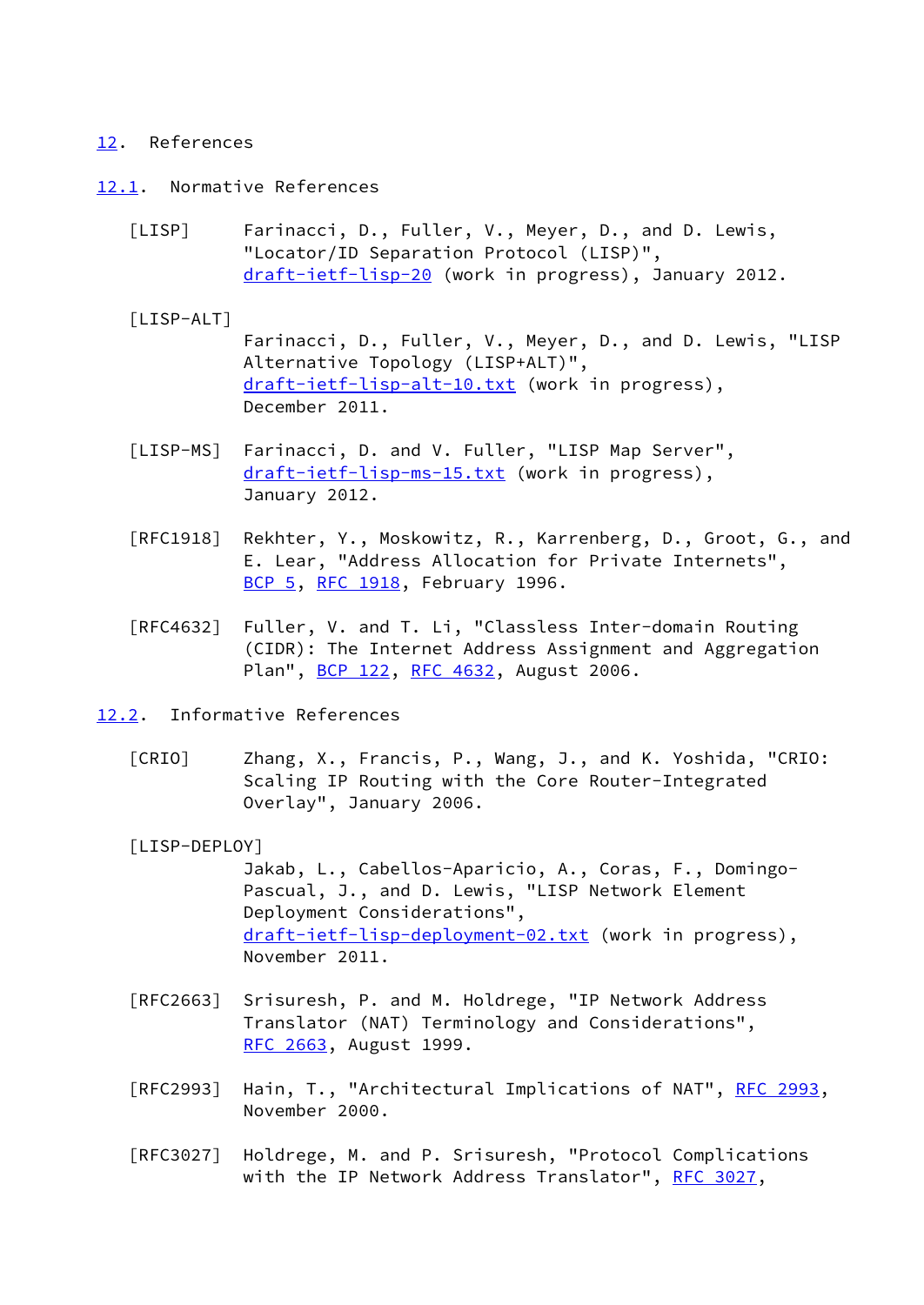## 12. References

### 12.1. Normative References

[LISP] Farinacci, D., Fuller, V., Meyer, D., and D. Lewis, "Locator/ID Separation Protocol (LISP)", draft-ietf-lisp-20 (work in progress), January 2012.

[LISP-ALT] Farinacci, D., Fuller, V., Meyer, D., and D. Lewis, "LISP Alternative Topology (LISP+ALT)", draft-ietf-lisp-alt-10.txt (work in progress), December 2011.

[LISP-MS] Farinacci, D. and V. Fuller, "LISP Map Server", draft-ietf-lisp-ms-15.txt (work in progress), January 2012.

[RFC1918] Rekhter, Y., Moskowitz, R., Karrenberg, D., Groot, G., and E. Lear, "Address Allocation for Private Internets", BCP 5, RFC 1918, February 1996.

[RFC4632] Fuller, V. and T. Li, "Classless Inter-domain Routing (CIDR): The Internet Address Assignment and Aggregation Plan", BCP 122, RFC 4632, August 2006.

### 12.2. Informative References

[CRIO] Zhang, X., Francis, P., Wang, J., and K. Yoshida, "CRIO: Scaling IP Routing with the Core Router-Integrated Overlay", January 2006.

[LISP-DEPLOY] Jakab, L., Cabellos-Aparicio, A., Coras, F., Domingo-Pascual, J., and D. Lewis, "LISP Network Element Deployment Considerations", draft-ietf-lisp-deployment-02.txt (work in progress), November 2011.

[RFC2663] Srisuresh, P. and M. Holdrege, "IP Network Address Translator (NAT) Terminology and Considerations", RFC 2663, August 1999.

[RFC2993] Hain, T., "Architectural Implications of NAT", RFC 2993, November 2000.

[RFC3027] Holdrege, M. and P. Srisuresh, "Protocol Complications with the IP Network Address Translator", RFC 3027,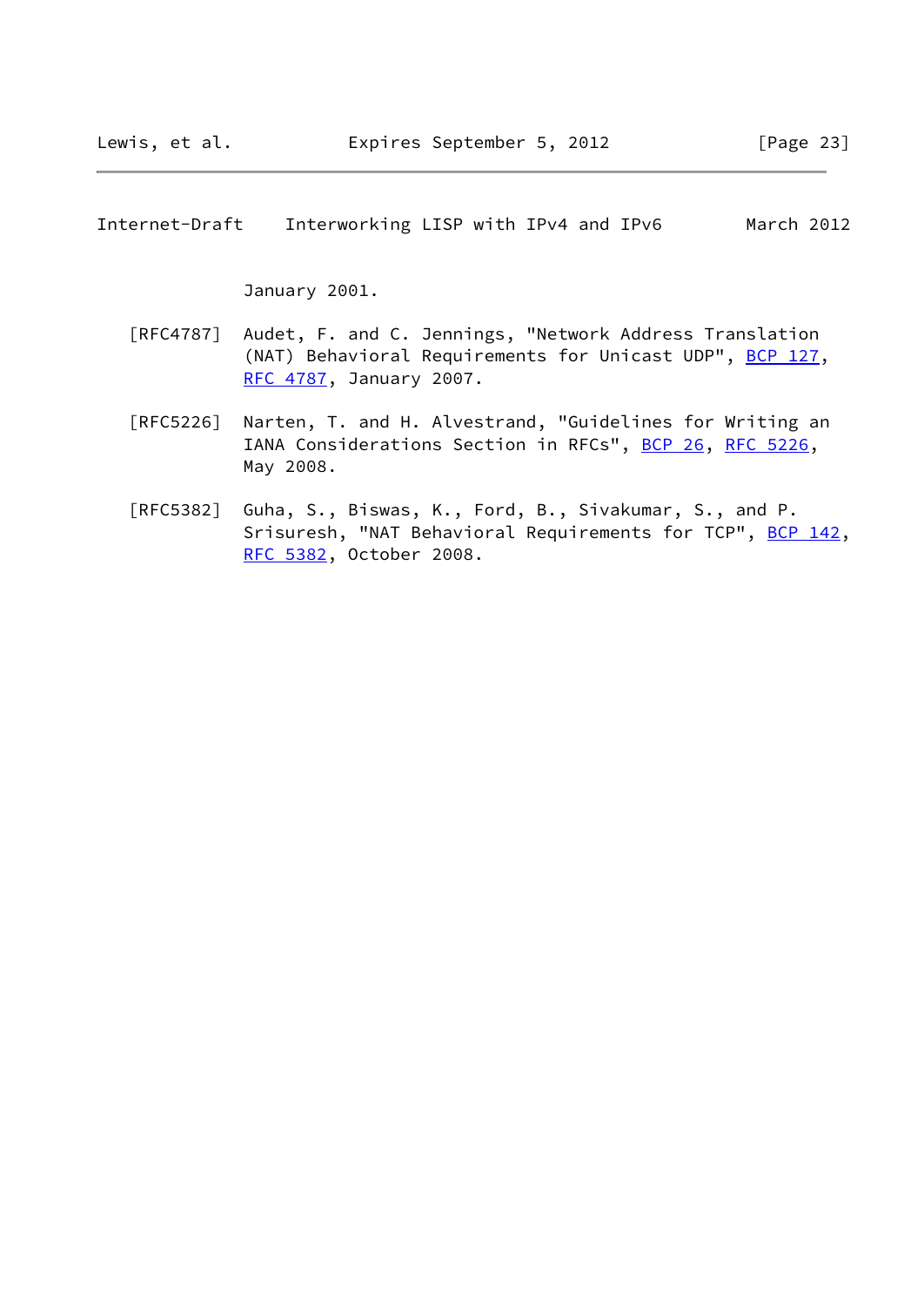January 2001.

[RFC4787] Audet, F. and C. Jennings, "Network Address Translation (NAT) Behavioral Requirements for Unicast UDP", BCP 127, RFC 4787, January 2007.

[RFC5226] Narten, T. and H. Alvestrand, "Guidelines for Writing an IANA Considerations Section in RFCs", BCP 26, RFC 5226, May 2008.

[RFC5382] Guha, S., Biswas, K., Ford, B., Sivakumar, S., and P. Srisuresh, "NAT Behavioral Requirements for TCP", BCP 142, RFC 5382, October 2008.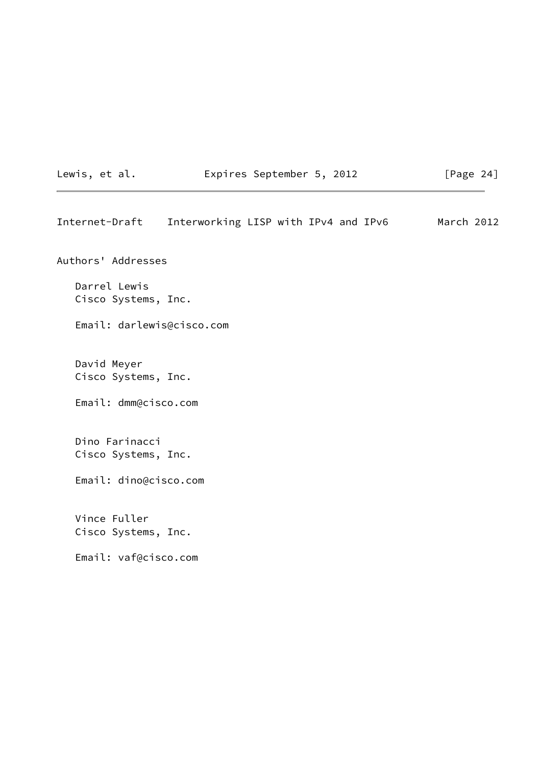## Authors' Addresses

Darrel Lewis
Cisco Systems, Inc.

Email: darlewis@cisco.com

David Meyer
Cisco Systems, Inc.

Email: dmm@cisco.com

Dino Farinacci
Cisco Systems, Inc.

Email: dino@cisco.com

Vince Fuller
Cisco Systems, Inc.

Email: vaf@cisco.com